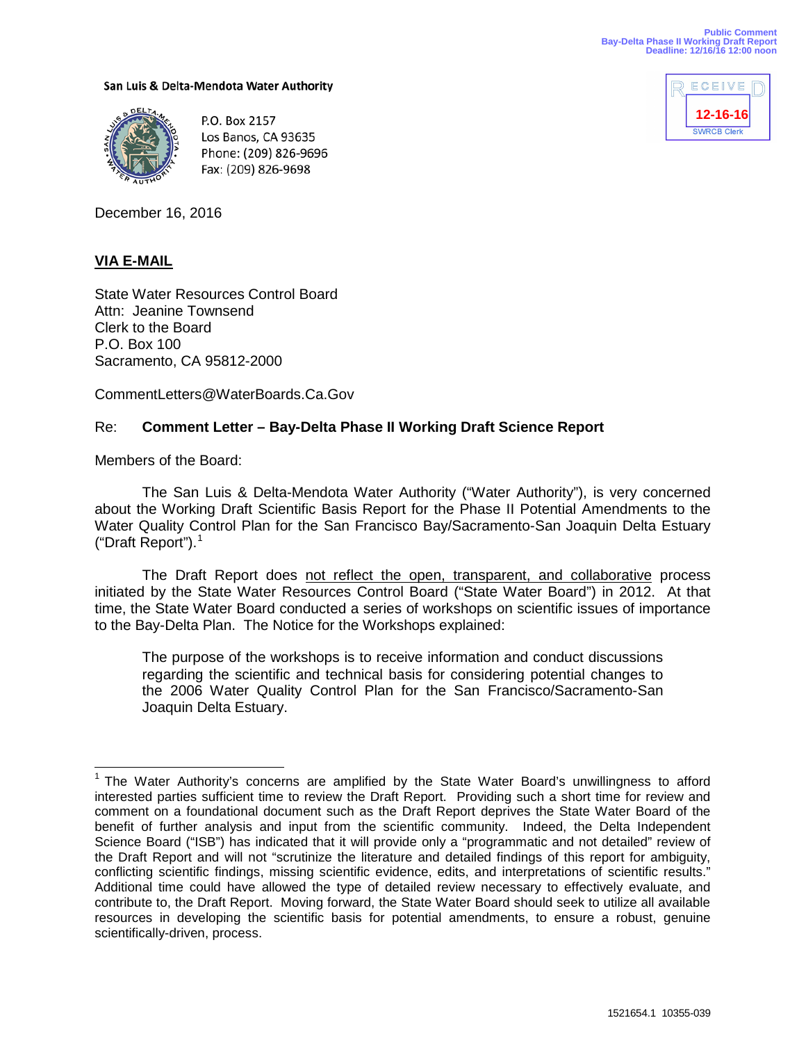Public Comment
Bay-Delta Phase II Working Draft Report
Deadline: 12/16/16 12:00 noon

RECEIVED
12-16-16
SWRCB Clerk

**San Luis & Delta-Mendota Water Authority**

P.O. Box 2157
Los Banos, CA 93635
Phone: (209) 826-9696
Fax: (209) 826-9698

December 16, 2016

**VIA E-MAIL**

State Water Resources Control Board
Attn: Jeanine Townsend
Clerk to the Board
P.O. Box 100
Sacramento, CA 95812-2000

CommentLetters@WaterBoards.Ca.Gov

Re: **Comment Letter – Bay-Delta Phase II Working Draft Science Report**

Members of the Board:

The San Luis & Delta-Mendota Water Authority ("Water Authority"), is very concerned about the Working Draft Scientific Basis Report for the Phase II Potential Amendments to the Water Quality Control Plan for the San Francisco Bay/Sacramento-San Joaquin Delta Estuary ("Draft Report").[1]

The Draft Report does not reflect the open, transparent, and collaborative process initiated by the State Water Resources Control Board ("State Water Board") in 2012. At that time, the State Water Board conducted a series of workshops on scientific issues of importance to the Bay-Delta Plan. The Notice for the Workshops explained:

> The purpose of the workshops is to receive information and conduct discussions regarding the scientific and technical basis for considering potential changes to the 2006 Water Quality Control Plan for the San Francisco/Sacramento-San Joaquin Delta Estuary.

---

[1] The Water Authority's concerns are amplified by the State Water Board's unwillingness to afford interested parties sufficient time to review the Draft Report. Providing such a short time for review and comment on a foundational document such as the Draft Report deprives the State Water Board of the benefit of further analysis and input from the scientific community. Indeed, the Delta Independent Science Board ("ISB") has indicated that it will provide only a "programmatic and not detailed" review of the Draft Report and will not "scrutinize the literature and detailed findings of this report for ambiguity, conflicting scientific findings, missing scientific evidence, edits, and interpretations of scientific results." Additional time could have allowed the type of detailed review necessary to effectively evaluate, and contribute to, the Draft Report. Moving forward, the State Water Board should seek to utilize all available resources in developing the scientific basis for potential amendments, to ensure a robust, genuine scientifically-driven, process.

1521654.1 10355-039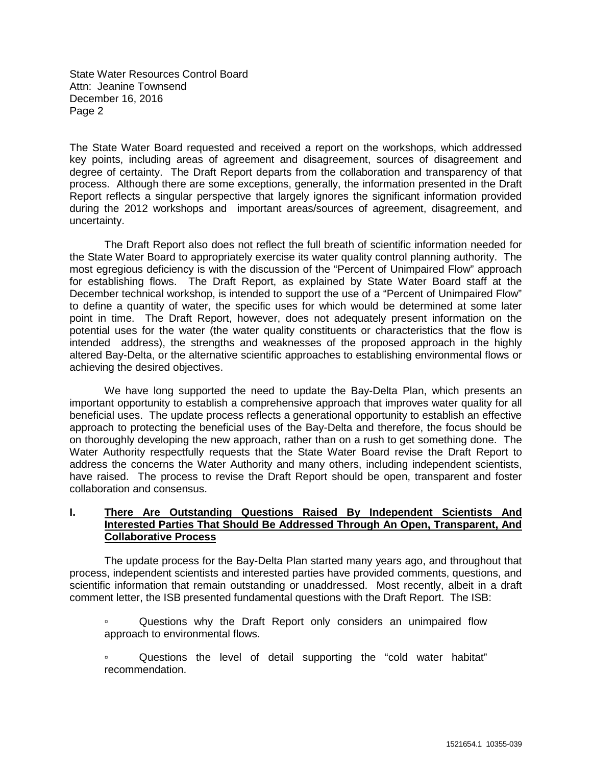The State Water Board requested and received a report on the workshops, which addressed key points, including areas of agreement and disagreement, sources of disagreement and degree of certainty. The Draft Report departs from the collaboration and transparency of that process. Although there are some exceptions, generally, the information presented in the Draft Report reflects a singular perspective that largely ignores the significant information provided during the 2012 workshops and important areas/sources of agreement, disagreement, and uncertainty.

The Draft Report also does <u>not reflect the full breath of scientific information needed</u> for the State Water Board to appropriately exercise its water quality control planning authority. The most egregious deficiency is with the discussion of the "Percent of Unimpaired Flow" approach for establishing flows. The Draft Report, as explained by State Water Board staff at the December technical workshop, is intended to support the use of a "Percent of Unimpaired Flow" to define a quantity of water, the specific uses for which would be determined at some later point in time. The Draft Report, however, does not adequately present information on the potential uses for the water (the water quality constituents or characteristics that the flow is intended address), the strengths and weaknesses of the proposed approach in the highly altered Bay-Delta, or the alternative scientific approaches to establishing environmental flows or achieving the desired objectives.

We have long supported the need to update the Bay-Delta Plan, which presents an important opportunity to establish a comprehensive approach that improves water quality for all beneficial uses. The update process reflects a generational opportunity to establish an effective approach to protecting the beneficial uses of the Bay-Delta and therefore, the focus should be on thoroughly developing the new approach, rather than on a rush to get something done. The Water Authority respectfully requests that the State Water Board revise the Draft Report to address the concerns the Water Authority and many others, including independent scientists, have raised. The process to revise the Draft Report should be open, transparent and foster collaboration and consensus.

## I. <u>There Are Outstanding Questions Raised By Independent Scientists And Interested Parties That Should Be Addressed Through An Open, Transparent, And Collaborative Process</u>

The update process for the Bay-Delta Plan started many years ago, and throughout that process, independent scientists and interested parties have provided comments, questions, and scientific information that remain outstanding or unaddressed. Most recently, albeit in a draft comment letter, the ISB presented fundamental questions with the Draft Report. The ISB:

- Questions why the Draft Report only considers an unimpaired flow approach to environmental flows.
- Questions the level of detail supporting the "cold water habitat" recommendation.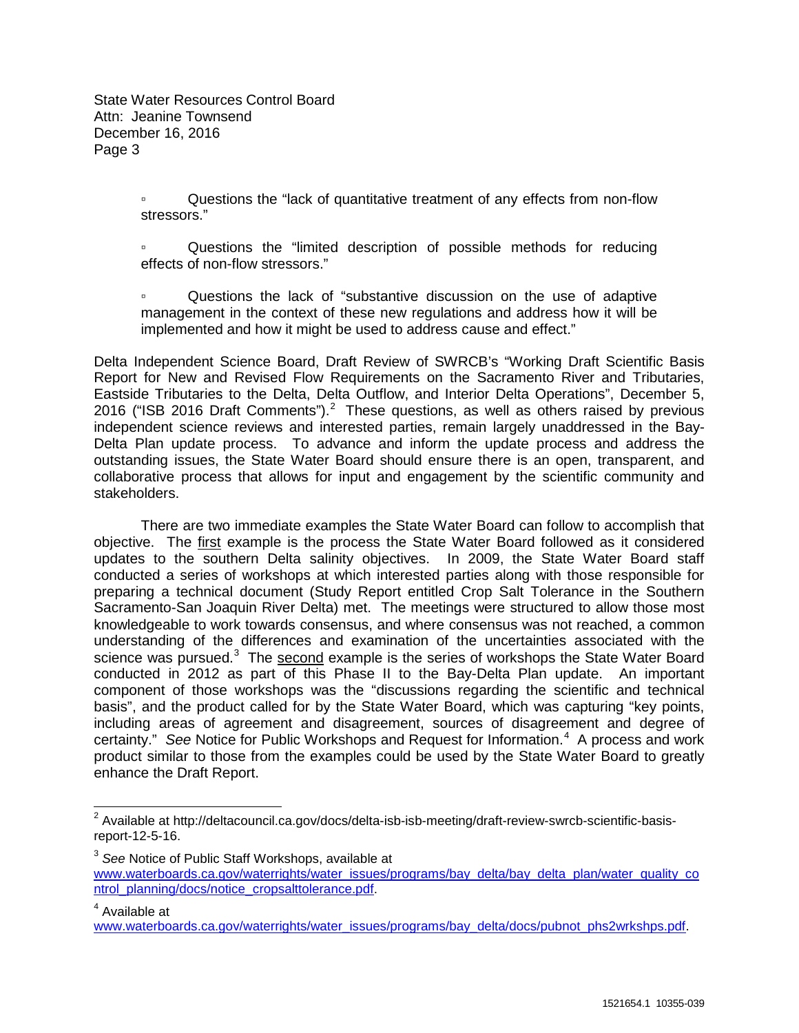▫ Questions the "lack of quantitative treatment of any effects from non-flow stressors."

▫ Questions the "limited description of possible methods for reducing effects of non-flow stressors."

▫ Questions the lack of "substantive discussion on the use of adaptive management in the context of these new regulations and address how it will be implemented and how it might be used to address cause and effect."

Delta Independent Science Board, Draft Review of SWRCB's "Working Draft Scientific Basis Report for New and Revised Flow Requirements on the Sacramento River and Tributaries, Eastside Tributaries to the Delta, Delta Outflow, and Interior Delta Operations", December 5, 2016 ("ISB 2016 Draft Comments").[2] These questions, as well as others raised by previous independent science reviews and interested parties, remain largely unaddressed in the Bay-Delta Plan update process. To advance and inform the update process and address the outstanding issues, the State Water Board should ensure there is an open, transparent, and collaborative process that allows for input and engagement by the scientific community and stakeholders.

There are two immediate examples the State Water Board can follow to accomplish that objective. The first example is the process the State Water Board followed as it considered updates to the southern Delta salinity objectives. In 2009, the State Water Board staff conducted a series of workshops at which interested parties along with those responsible for preparing a technical document (Study Report entitled Crop Salt Tolerance in the Southern Sacramento-San Joaquin River Delta) met. The meetings were structured to allow those most knowledgeable to work towards consensus, and where consensus was not reached, a common understanding of the differences and examination of the uncertainties associated with the science was pursued.[3] The second example is the series of workshops the State Water Board conducted in 2012 as part of this Phase II to the Bay-Delta Plan update. An important component of those workshops was the "discussions regarding the scientific and technical basis", and the product called for by the State Water Board, which was capturing "key points, including areas of agreement and disagreement, sources of disagreement and degree of certainty." *See* Notice for Public Workshops and Request for Information.[4] A process and work product similar to those from the examples could be used by the State Water Board to greatly enhance the Draft Report.

---

[2] Available at http://deltacouncil.ca.gov/docs/delta-isb-isb-meeting/draft-review-swrcb-scientific-basis-report-12-5-16.

[3] *See* Notice of Public Staff Workshops, available at www.waterboards.ca.gov/waterrights/water_issues/programs/bay_delta/bay_delta_plan/water_quality_control_planning/docs/notice_cropsalttolerance.pdf.

[4] Available at www.waterboards.ca.gov/waterrights/water_issues/programs/bay_delta/docs/pubnot_phs2wrkshps.pdf.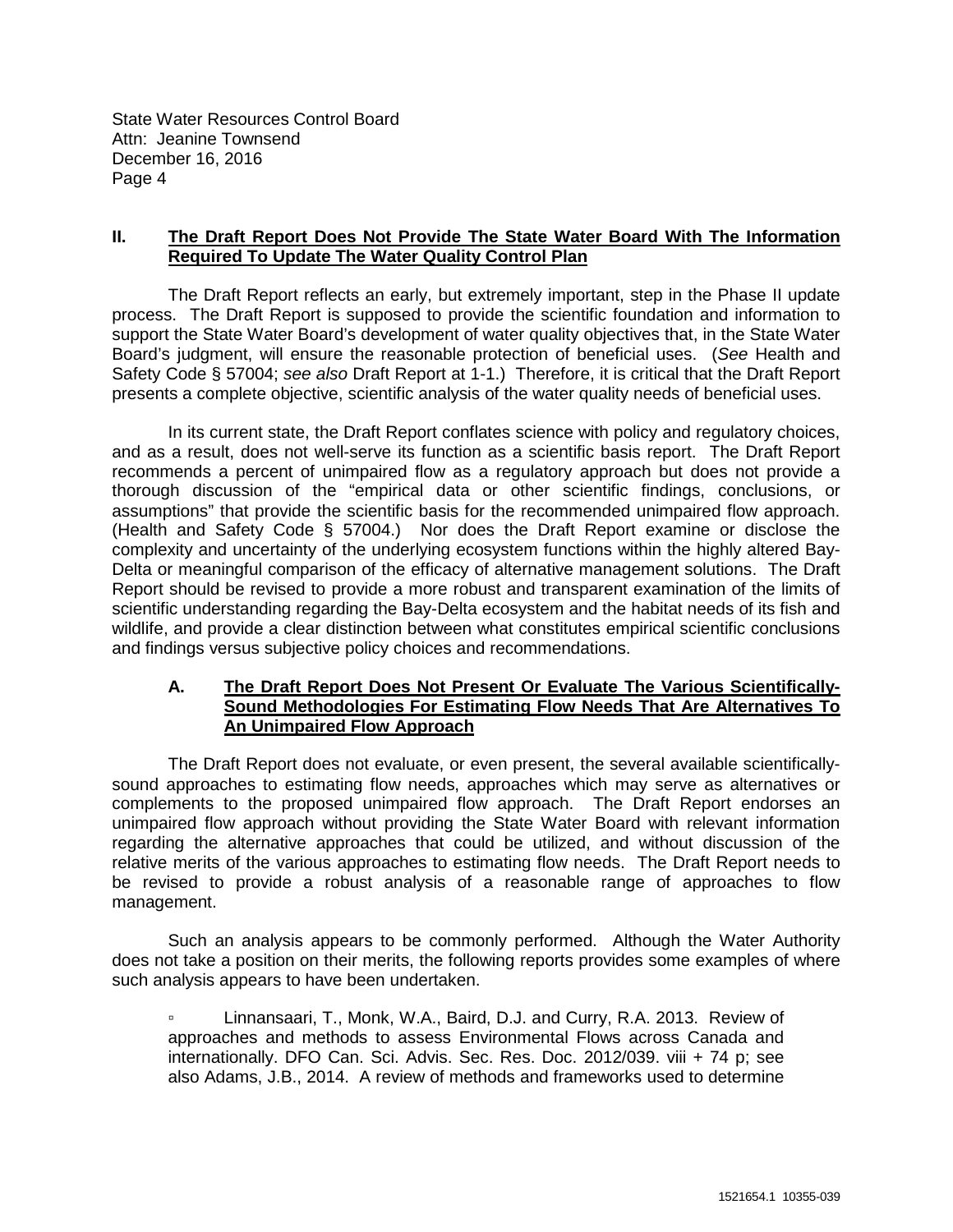State Water Resources Control Board
Attn: Jeanine Townsend
December 16, 2016

## II. The Draft Report Does Not Provide The State Water Board With The Information Required To Update The Water Quality Control Plan

The Draft Report reflects an early, but extremely important, step in the Phase II update process. The Draft Report is supposed to provide the scientific foundation and information to support the State Water Board's development of water quality objectives that, in the State Water Board's judgment, will ensure the reasonable protection of beneficial uses. (*See* Health and Safety Code § 57004; *see also* Draft Report at 1-1.) Therefore, it is critical that the Draft Report presents a complete objective, scientific analysis of the water quality needs of beneficial uses.

In its current state, the Draft Report conflates science with policy and regulatory choices, and as a result, does not well-serve its function as a scientific basis report. The Draft Report recommends a percent of unimpaired flow as a regulatory approach but does not provide a thorough discussion of the "empirical data or other scientific findings, conclusions, or assumptions" that provide the scientific basis for the recommended unimpaired flow approach. (Health and Safety Code § 57004.) Nor does the Draft Report examine or disclose the complexity and uncertainty of the underlying ecosystem functions within the highly altered Bay-Delta or meaningful comparison of the efficacy of alternative management solutions. The Draft Report should be revised to provide a more robust and transparent examination of the limits of scientific understanding regarding the Bay-Delta ecosystem and the habitat needs of its fish and wildlife, and provide a clear distinction between what constitutes empirical scientific conclusions and findings versus subjective policy choices and recommendations.

### A. The Draft Report Does Not Present Or Evaluate The Various Scientifically-Sound Methodologies For Estimating Flow Needs That Are Alternatives To An Unimpaired Flow Approach

The Draft Report does not evaluate, or even present, the several available scientifically-sound approaches to estimating flow needs, approaches which may serve as alternatives or complements to the proposed unimpaired flow approach. The Draft Report endorses an unimpaired flow approach without providing the State Water Board with relevant information regarding the alternative approaches that could be utilized, and without discussion of the relative merits of the various approaches to estimating flow needs. The Draft Report needs to be revised to provide a robust analysis of a reasonable range of approaches to flow management.

Such an analysis appears to be commonly performed. Although the Water Authority does not take a position on their merits, the following reports provides some examples of where such analysis appears to have been undertaken.

- Linnansaari, T., Monk, W.A., Baird, D.J. and Curry, R.A. 2013. Review of approaches and methods to assess Environmental Flows across Canada and internationally. DFO Can. Sci. Advis. Sec. Res. Doc. 2012/039. viii + 74 p; see also Adams, J.B., 2014. A review of methods and frameworks used to determine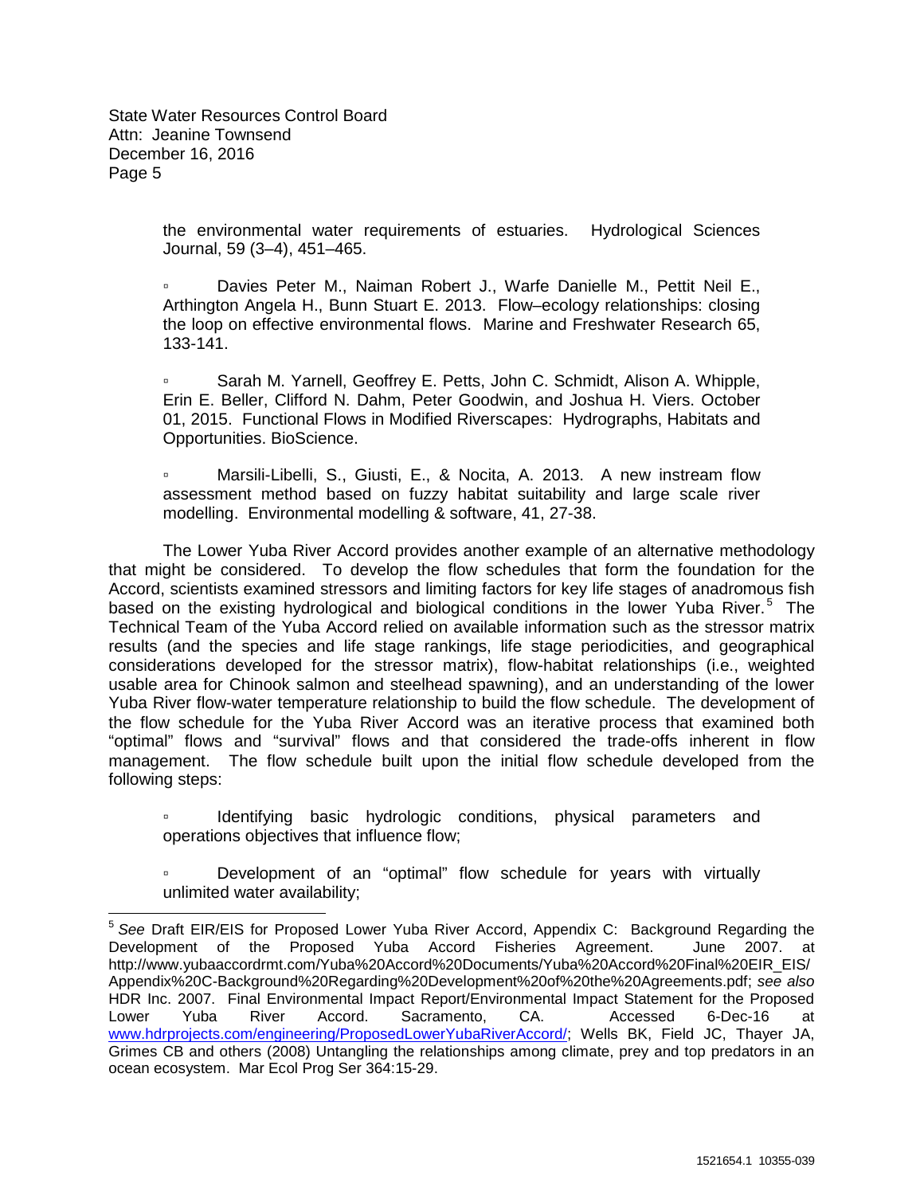the environmental water requirements of estuaries. Hydrological Sciences Journal, 59 (3–4), 451–465.

- Davies Peter M., Naiman Robert J., Warfe Danielle M., Pettit Neil E., Arthington Angela H., Bunn Stuart E. 2013. Flow–ecology relationships: closing the loop on effective environmental flows. Marine and Freshwater Research 65, 133-141.

- Sarah M. Yarnell, Geoffrey E. Petts, John C. Schmidt, Alison A. Whipple, Erin E. Beller, Clifford N. Dahm, Peter Goodwin, and Joshua H. Viers. October 01, 2015. Functional Flows in Modified Riverscapes: Hydrographs, Habitats and Opportunities. BioScience.

- Marsili-Libelli, S., Giusti, E., & Nocita, A. 2013. A new instream flow assessment method based on fuzzy habitat suitability and large scale river modelling. Environmental modelling & software, 41, 27-38.

The Lower Yuba River Accord provides another example of an alternative methodology that might be considered. To develop the flow schedules that form the foundation for the Accord, scientists examined stressors and limiting factors for key life stages of anadromous fish based on the existing hydrological and biological conditions in the lower Yuba River.[5] The Technical Team of the Yuba Accord relied on available information such as the stressor matrix results (and the species and life stage rankings, life stage periodicities, and geographical considerations developed for the stressor matrix), flow-habitat relationships (i.e., weighted usable area for Chinook salmon and steelhead spawning), and an understanding of the lower Yuba River flow-water temperature relationship to build the flow schedule. The development of the flow schedule for the Yuba River Accord was an iterative process that examined both "optimal" flows and "survival" flows and that considered the trade-offs inherent in flow management. The flow schedule built upon the initial flow schedule developed from the following steps:

- Identifying basic hydrologic conditions, physical parameters and operations objectives that influence flow;

- Development of an "optimal" flow schedule for years with virtually unlimited water availability;

---

[5] *See* Draft EIR/EIS for Proposed Lower Yuba River Accord, Appendix C: Background Regarding the Development of the Proposed Yuba Accord Fisheries Agreement. June 2007. at http://www.yubaaccordrmt.com/Yuba%20Accord%20Documents/Yuba%20Accord%20Final%20EIR_EIS/Appendix%20C-Background%20Regarding%20Development%20of%20the%20Agreements.pdf; *see also* HDR Inc. 2007. Final Environmental Impact Report/Environmental Impact Statement for the Proposed Lower Yuba River Accord. Sacramento, CA. Accessed 6-Dec-16 at www.hdrprojects.com/engineering/ProposedLowerYubaRiverAccord/; Wells BK, Field JC, Thayer JA, Grimes CB and others (2008) Untangling the relationships among climate, prey and top predators in an ocean ecosystem. Mar Ecol Prog Ser 364:15-29.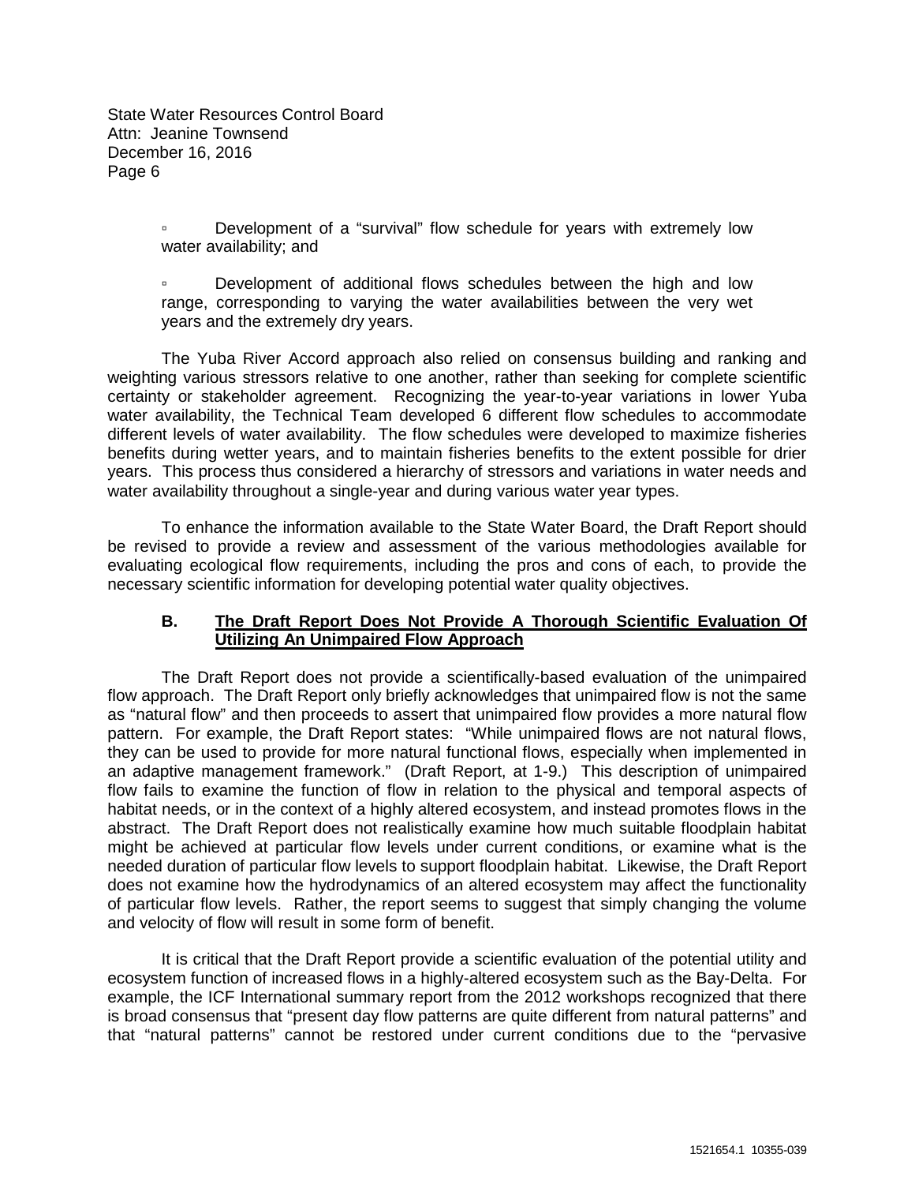- Development of a "survival" flow schedule for years with extremely low water availability; and

- Development of additional flows schedules between the high and low range, corresponding to varying the water availabilities between the very wet years and the extremely dry years.

The Yuba River Accord approach also relied on consensus building and ranking and weighting various stressors relative to one another, rather than seeking for complete scientific certainty or stakeholder agreement. Recognizing the year-to-year variations in lower Yuba water availability, the Technical Team developed 6 different flow schedules to accommodate different levels of water availability. The flow schedules were developed to maximize fisheries benefits during wetter years, and to maintain fisheries benefits to the extent possible for drier years. This process thus considered a hierarchy of stressors and variations in water needs and water availability throughout a single-year and during various water year types.

To enhance the information available to the State Water Board, the Draft Report should be revised to provide a review and assessment of the various methodologies available for evaluating ecological flow requirements, including the pros and cons of each, to provide the necessary scientific information for developing potential water quality objectives.

### B. <u>The Draft Report Does Not Provide A Thorough Scientific Evaluation Of Utilizing An Unimpaired Flow Approach</u>

The Draft Report does not provide a scientifically-based evaluation of the unimpaired flow approach. The Draft Report only briefly acknowledges that unimpaired flow is not the same as "natural flow" and then proceeds to assert that unimpaired flow provides a more natural flow pattern. For example, the Draft Report states: "While unimpaired flows are not natural flows, they can be used to provide for more natural functional flows, especially when implemented in an adaptive management framework." (Draft Report, at 1-9.) This description of unimpaired flow fails to examine the function of flow in relation to the physical and temporal aspects of habitat needs, or in the context of a highly altered ecosystem, and instead promotes flows in the abstract. The Draft Report does not realistically examine how much suitable floodplain habitat might be achieved at particular flow levels under current conditions, or examine what is the needed duration of particular flow levels to support floodplain habitat. Likewise, the Draft Report does not examine how the hydrodynamics of an altered ecosystem may affect the functionality of particular flow levels. Rather, the report seems to suggest that simply changing the volume and velocity of flow will result in some form of benefit.

It is critical that the Draft Report provide a scientific evaluation of the potential utility and ecosystem function of increased flows in a highly-altered ecosystem such as the Bay-Delta. For example, the ICF International summary report from the 2012 workshops recognized that there is broad consensus that "present day flow patterns are quite different from natural patterns" and that "natural patterns" cannot be restored under current conditions due to the "pervasive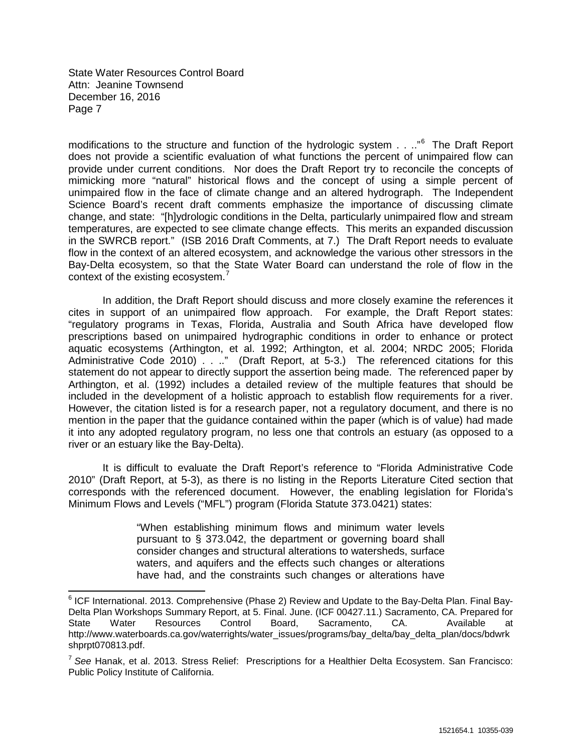modifications to the structure and function of the hydrologic system . . .."[6] The Draft Report does not provide a scientific evaluation of what functions the percent of unimpaired flow can provide under current conditions. Nor does the Draft Report try to reconcile the concepts of mimicking more "natural" historical flows and the concept of using a simple percent of unimpaired flow in the face of climate change and an altered hydrograph. The Independent Science Board's recent draft comments emphasize the importance of discussing climate change, and state: "[h]ydrologic conditions in the Delta, particularly unimpaired flow and stream temperatures, are expected to see climate change effects. This merits an expanded discussion in the SWRCB report." (ISB 2016 Draft Comments, at 7.) The Draft Report needs to evaluate flow in the context of an altered ecosystem, and acknowledge the various other stressors in the Bay-Delta ecosystem, so that the State Water Board can understand the role of flow in the context of the existing ecosystem.[7]

In addition, the Draft Report should discuss and more closely examine the references it cites in support of an unimpaired flow approach. For example, the Draft Report states: "regulatory programs in Texas, Florida, Australia and South Africa have developed flow prescriptions based on unimpaired hydrographic conditions in order to enhance or protect aquatic ecosystems (Arthington, et al. 1992; Arthington, et al. 2004; NRDC 2005; Florida Administrative Code 2010) . . .." (Draft Report, at 5-3.) The referenced citations for this statement do not appear to directly support the assertion being made. The referenced paper by Arthington, et al. (1992) includes a detailed review of the multiple features that should be included in the development of a holistic approach to establish flow requirements for a river. However, the citation listed is for a research paper, not a regulatory document, and there is no mention in the paper that the guidance contained within the paper (which is of value) had made it into any adopted regulatory program, no less one that controls an estuary (as opposed to a river or an estuary like the Bay-Delta).

It is difficult to evaluate the Draft Report's reference to "Florida Administrative Code 2010" (Draft Report, at 5-3), as there is no listing in the Reports Literature Cited section that corresponds with the referenced document. However, the enabling legislation for Florida's Minimum Flows and Levels ("MFL") program (Florida Statute 373.0421) states:

> "When establishing minimum flows and minimum water levels pursuant to § 373.042, the department or governing board shall consider changes and structural alterations to watersheds, surface waters, and aquifers and the effects such changes or alterations have had, and the constraints such changes or alterations have

---

[6] ICF International. 2013. Comprehensive (Phase 2) Review and Update to the Bay-Delta Plan. Final Bay-Delta Plan Workshops Summary Report, at 5. Final. June. (ICF 00427.11.) Sacramento, CA. Prepared for State Water Resources Control Board, Sacramento, CA. Available at http://www.waterboards.ca.gov/waterrights/water_issues/programs/bay_delta/bay_delta_plan/docs/bdwrkshprpt070813.pdf.

[7] *See* Hanak, et al. 2013. Stress Relief: Prescriptions for a Healthier Delta Ecosystem. San Francisco: Public Policy Institute of California.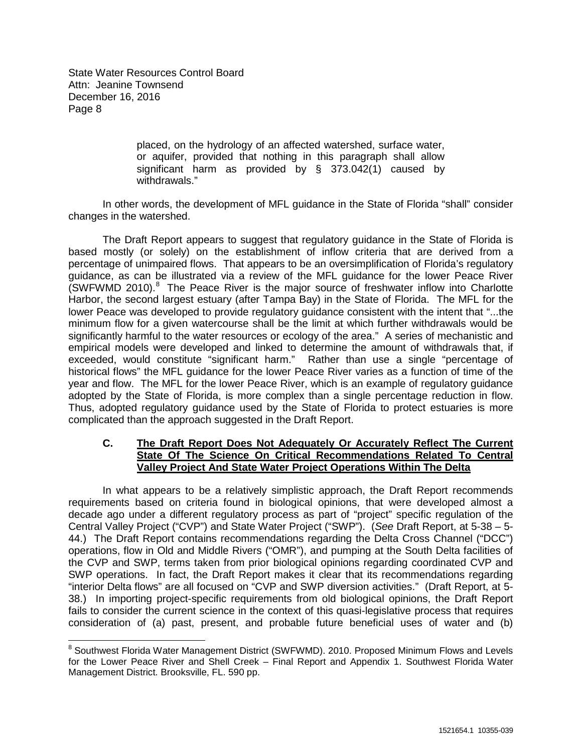placed, on the hydrology of an affected watershed, surface water, or aquifer, provided that nothing in this paragraph shall allow significant harm as provided by § 373.042(1) caused by withdrawals."

In other words, the development of MFL guidance in the State of Florida "shall" consider changes in the watershed.

The Draft Report appears to suggest that regulatory guidance in the State of Florida is based mostly (or solely) on the establishment of inflow criteria that are derived from a percentage of unimpaired flows. That appears to be an oversimplification of Florida's regulatory guidance, as can be illustrated via a review of the MFL guidance for the lower Peace River (SWFWMD 2010).[8] The Peace River is the major source of freshwater inflow into Charlotte Harbor, the second largest estuary (after Tampa Bay) in the State of Florida. The MFL for the lower Peace was developed to provide regulatory guidance consistent with the intent that "...the minimum flow for a given watercourse shall be the limit at which further withdrawals would be significantly harmful to the water resources or ecology of the area." A series of mechanistic and empirical models were developed and linked to determine the amount of withdrawals that, if exceeded, would constitute "significant harm." Rather than use a single "percentage of historical flows" the MFL guidance for the lower Peace River varies as a function of time of the year and flow. The MFL for the lower Peace River, which is an example of regulatory guidance adopted by the State of Florida, is more complex than a single percentage reduction in flow. Thus, adopted regulatory guidance used by the State of Florida to protect estuaries is more complicated than the approach suggested in the Draft Report.

### C. <u>The Draft Report Does Not Adequately Or Accurately Reflect The Current State Of The Science On Critical Recommendations Related To Central Valley Project And State Water Project Operations Within The Delta</u>

In what appears to be a relatively simplistic approach, the Draft Report recommends requirements based on criteria found in biological opinions, that were developed almost a decade ago under a different regulatory process as part of "project" specific regulation of the Central Valley Project ("CVP") and State Water Project ("SWP"). (*See* Draft Report, at 5-38 – 5-44.) The Draft Report contains recommendations regarding the Delta Cross Channel ("DCC") operations, flow in Old and Middle Rivers ("OMR"), and pumping at the South Delta facilities of the CVP and SWP, terms taken from prior biological opinions regarding coordinated CVP and SWP operations. In fact, the Draft Report makes it clear that its recommendations regarding "interior Delta flows" are all focused on "CVP and SWP diversion activities." (Draft Report, at 5-38.) In importing project-specific requirements from old biological opinions, the Draft Report fails to consider the current science in the context of this quasi-legislative process that requires consideration of (a) past, present, and probable future beneficial uses of water and (b)

---

[8] Southwest Florida Water Management District (SWFWMD). 2010. Proposed Minimum Flows and Levels for the Lower Peace River and Shell Creek – Final Report and Appendix 1. Southwest Florida Water Management District. Brooksville, FL. 590 pp.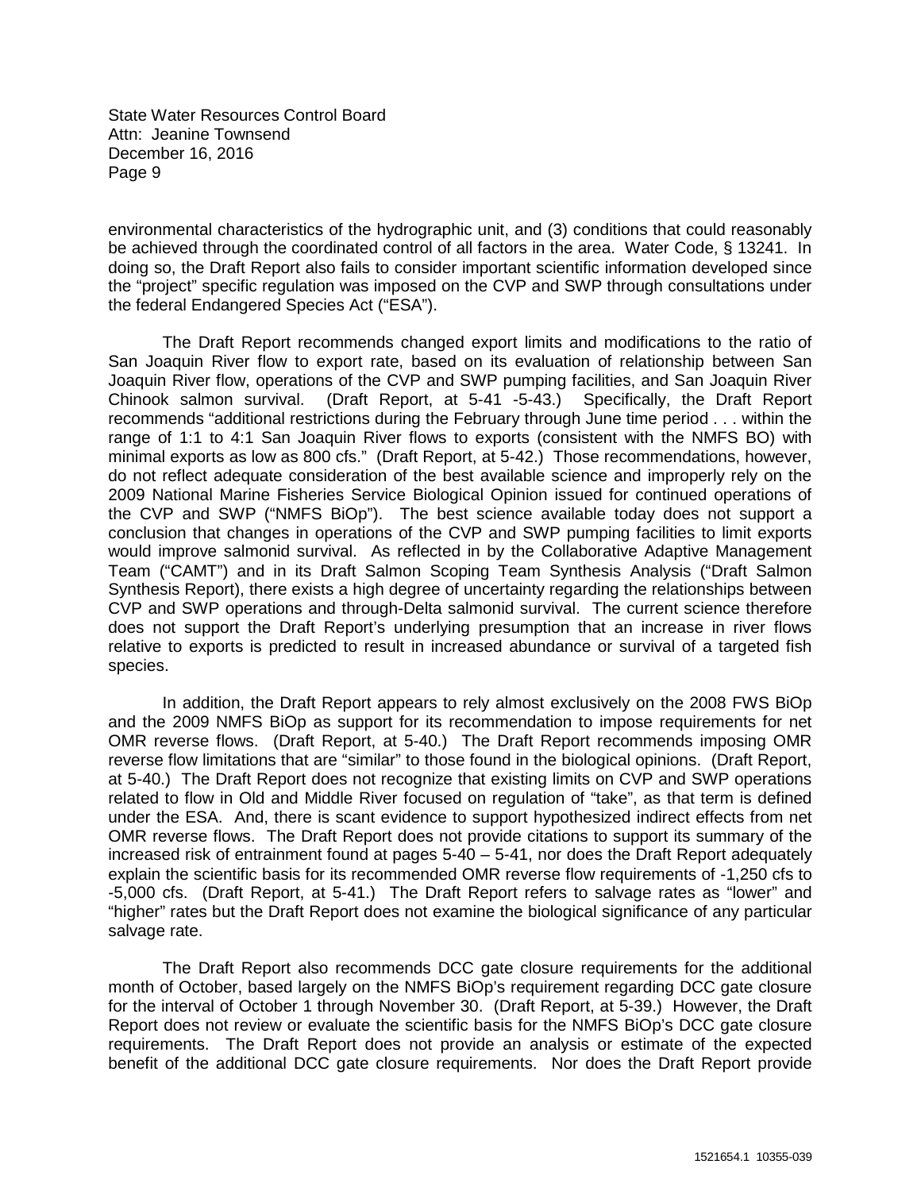environmental characteristics of the hydrographic unit, and (3) conditions that could reasonably be achieved through the coordinated control of all factors in the area. Water Code, § 13241. In doing so, the Draft Report also fails to consider important scientific information developed since the "project" specific regulation was imposed on the CVP and SWP through consultations under the federal Endangered Species Act ("ESA").

The Draft Report recommends changed export limits and modifications to the ratio of San Joaquin River flow to export rate, based on its evaluation of relationship between San Joaquin River flow, operations of the CVP and SWP pumping facilities, and San Joaquin River Chinook salmon survival. (Draft Report, at 5-41 -5-43.) Specifically, the Draft Report recommends "additional restrictions during the February through June time period . . . within the range of 1:1 to 4:1 San Joaquin River flows to exports (consistent with the NMFS BO) with minimal exports as low as 800 cfs." (Draft Report, at 5-42.) Those recommendations, however, do not reflect adequate consideration of the best available science and improperly rely on the 2009 National Marine Fisheries Service Biological Opinion issued for continued operations of the CVP and SWP ("NMFS BiOp"). The best science available today does not support a conclusion that changes in operations of the CVP and SWP pumping facilities to limit exports would improve salmonid survival. As reflected in by the Collaborative Adaptive Management Team ("CAMT") and in its Draft Salmon Scoping Team Synthesis Analysis ("Draft Salmon Synthesis Report), there exists a high degree of uncertainty regarding the relationships between CVP and SWP operations and through-Delta salmonid survival. The current science therefore does not support the Draft Report's underlying presumption that an increase in river flows relative to exports is predicted to result in increased abundance or survival of a targeted fish species.

In addition, the Draft Report appears to rely almost exclusively on the 2008 FWS BiOp and the 2009 NMFS BiOp as support for its recommendation to impose requirements for net OMR reverse flows. (Draft Report, at 5-40.) The Draft Report recommends imposing OMR reverse flow limitations that are "similar" to those found in the biological opinions. (Draft Report, at 5-40.) The Draft Report does not recognize that existing limits on CVP and SWP operations related to flow in Old and Middle River focused on regulation of "take", as that term is defined under the ESA. And, there is scant evidence to support hypothesized indirect effects from net OMR reverse flows. The Draft Report does not provide citations to support its summary of the increased risk of entrainment found at pages 5-40 – 5-41, nor does the Draft Report adequately explain the scientific basis for its recommended OMR reverse flow requirements of -1,250 cfs to -5,000 cfs. (Draft Report, at 5-41.) The Draft Report refers to salvage rates as "lower" and "higher" rates but the Draft Report does not examine the biological significance of any particular salvage rate.

The Draft Report also recommends DCC gate closure requirements for the additional month of October, based largely on the NMFS BiOp's requirement regarding DCC gate closure for the interval of October 1 through November 30. (Draft Report, at 5-39.) However, the Draft Report does not review or evaluate the scientific basis for the NMFS BiOp's DCC gate closure requirements. The Draft Report does not provide an analysis or estimate of the expected benefit of the additional DCC gate closure requirements. Nor does the Draft Report provide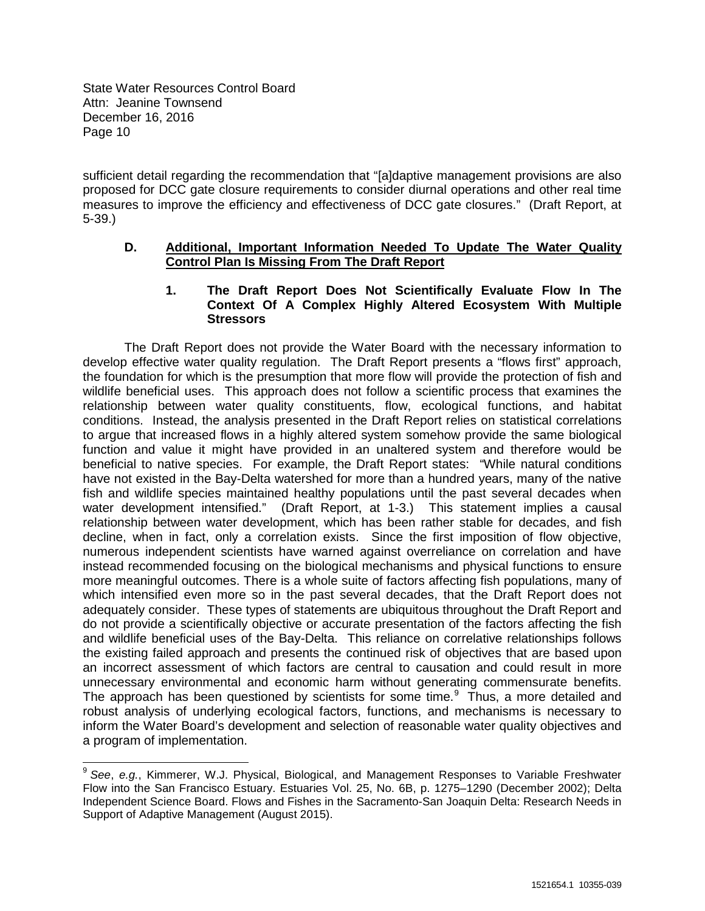sufficient detail regarding the recommendation that "[a]daptive management provisions are also proposed for DCC gate closure requirements to consider diurnal operations and other real time measures to improve the efficiency and effectiveness of DCC gate closures." (Draft Report, at 5-39.)

### D. Additional, Important Information Needed To Update The Water Quality Control Plan Is Missing From The Draft Report

#### 1. The Draft Report Does Not Scientifically Evaluate Flow In The Context Of A Complex Highly Altered Ecosystem With Multiple Stressors

The Draft Report does not provide the Water Board with the necessary information to develop effective water quality regulation. The Draft Report presents a "flows first" approach, the foundation for which is the presumption that more flow will provide the protection of fish and wildlife beneficial uses. This approach does not follow a scientific process that examines the relationship between water quality constituents, flow, ecological functions, and habitat conditions. Instead, the analysis presented in the Draft Report relies on statistical correlations to argue that increased flows in a highly altered system somehow provide the same biological function and value it might have provided in an unaltered system and therefore would be beneficial to native species. For example, the Draft Report states: "While natural conditions have not existed in the Bay-Delta watershed for more than a hundred years, many of the native fish and wildlife species maintained healthy populations until the past several decades when water development intensified." (Draft Report, at 1-3.) This statement implies a causal relationship between water development, which has been rather stable for decades, and fish decline, when in fact, only a correlation exists. Since the first imposition of flow objective, numerous independent scientists have warned against overreliance on correlation and have instead recommended focusing on the biological mechanisms and physical functions to ensure more meaningful outcomes. There is a whole suite of factors affecting fish populations, many of which intensified even more so in the past several decades, that the Draft Report does not adequately consider. These types of statements are ubiquitous throughout the Draft Report and do not provide a scientifically objective or accurate presentation of the factors affecting the fish and wildlife beneficial uses of the Bay-Delta. This reliance on correlative relationships follows the existing failed approach and presents the continued risk of objectives that are based upon an incorrect assessment of which factors are central to causation and could result in more unnecessary environmental and economic harm without generating commensurate benefits. The approach has been questioned by scientists for some time.[9] Thus, a more detailed and robust analysis of underlying ecological factors, functions, and mechanisms is necessary to inform the Water Board's development and selection of reasonable water quality objectives and a program of implementation.

---

[9] *See*, *e.g.*, Kimmerer, W.J. Physical, Biological, and Management Responses to Variable Freshwater Flow into the San Francisco Estuary. Estuaries Vol. 25, No. 6B, p. 1275–1290 (December 2002); Delta Independent Science Board. Flows and Fishes in the Sacramento-San Joaquin Delta: Research Needs in Support of Adaptive Management (August 2015).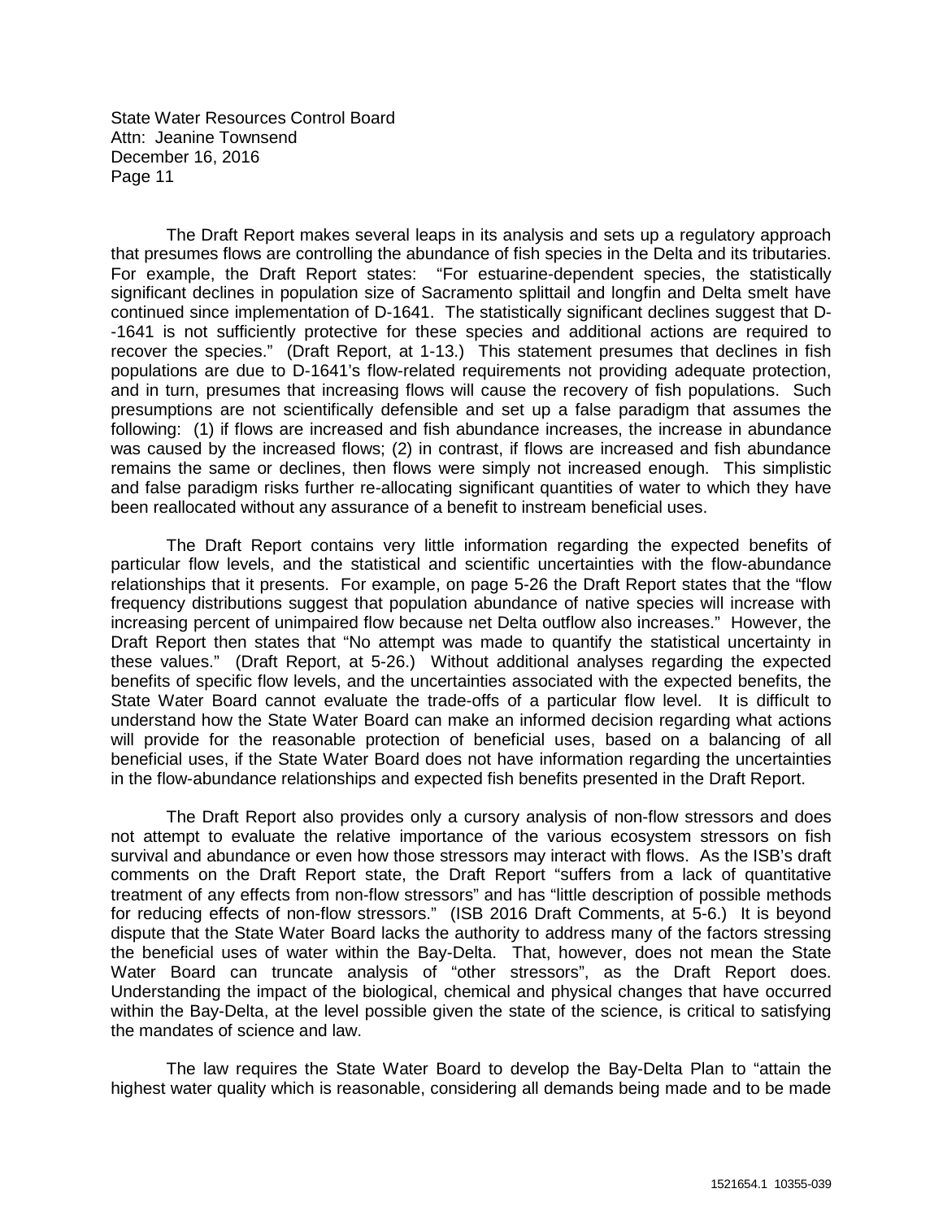The Draft Report makes several leaps in its analysis and sets up a regulatory approach that presumes flows are controlling the abundance of fish species in the Delta and its tributaries. For example, the Draft Report states: "For estuarine-dependent species, the statistically significant declines in population size of Sacramento splittail and longfin and Delta smelt have continued since implementation of D-1641. The statistically significant declines suggest that D--1641 is not sufficiently protective for these species and additional actions are required to recover the species." (Draft Report, at 1-13.) This statement presumes that declines in fish populations are due to D-1641's flow-related requirements not providing adequate protection, and in turn, presumes that increasing flows will cause the recovery of fish populations. Such presumptions are not scientifically defensible and set up a false paradigm that assumes the following: (1) if flows are increased and fish abundance increases, the increase in abundance was caused by the increased flows; (2) in contrast, if flows are increased and fish abundance remains the same or declines, then flows were simply not increased enough. This simplistic and false paradigm risks further re-allocating significant quantities of water to which they have been reallocated without any assurance of a benefit to instream beneficial uses.

The Draft Report contains very little information regarding the expected benefits of particular flow levels, and the statistical and scientific uncertainties with the flow-abundance relationships that it presents. For example, on page 5-26 the Draft Report states that the "flow frequency distributions suggest that population abundance of native species will increase with increasing percent of unimpaired flow because net Delta outflow also increases." However, the Draft Report then states that "No attempt was made to quantify the statistical uncertainty in these values." (Draft Report, at 5-26.) Without additional analyses regarding the expected benefits of specific flow levels, and the uncertainties associated with the expected benefits, the State Water Board cannot evaluate the trade-offs of a particular flow level. It is difficult to understand how the State Water Board can make an informed decision regarding what actions will provide for the reasonable protection of beneficial uses, based on a balancing of all beneficial uses, if the State Water Board does not have information regarding the uncertainties in the flow-abundance relationships and expected fish benefits presented in the Draft Report.

The Draft Report also provides only a cursory analysis of non-flow stressors and does not attempt to evaluate the relative importance of the various ecosystem stressors on fish survival and abundance or even how those stressors may interact with flows. As the ISB's draft comments on the Draft Report state, the Draft Report "suffers from a lack of quantitative treatment of any effects from non-flow stressors" and has "little description of possible methods for reducing effects of non-flow stressors." (ISB 2016 Draft Comments, at 5-6.) It is beyond dispute that the State Water Board lacks the authority to address many of the factors stressing the beneficial uses of water within the Bay-Delta. That, however, does not mean the State Water Board can truncate analysis of "other stressors", as the Draft Report does. Understanding the impact of the biological, chemical and physical changes that have occurred within the Bay-Delta, at the level possible given the state of the science, is critical to satisfying the mandates of science and law.

The law requires the State Water Board to develop the Bay-Delta Plan to "attain the highest water quality which is reasonable, considering all demands being made and to be made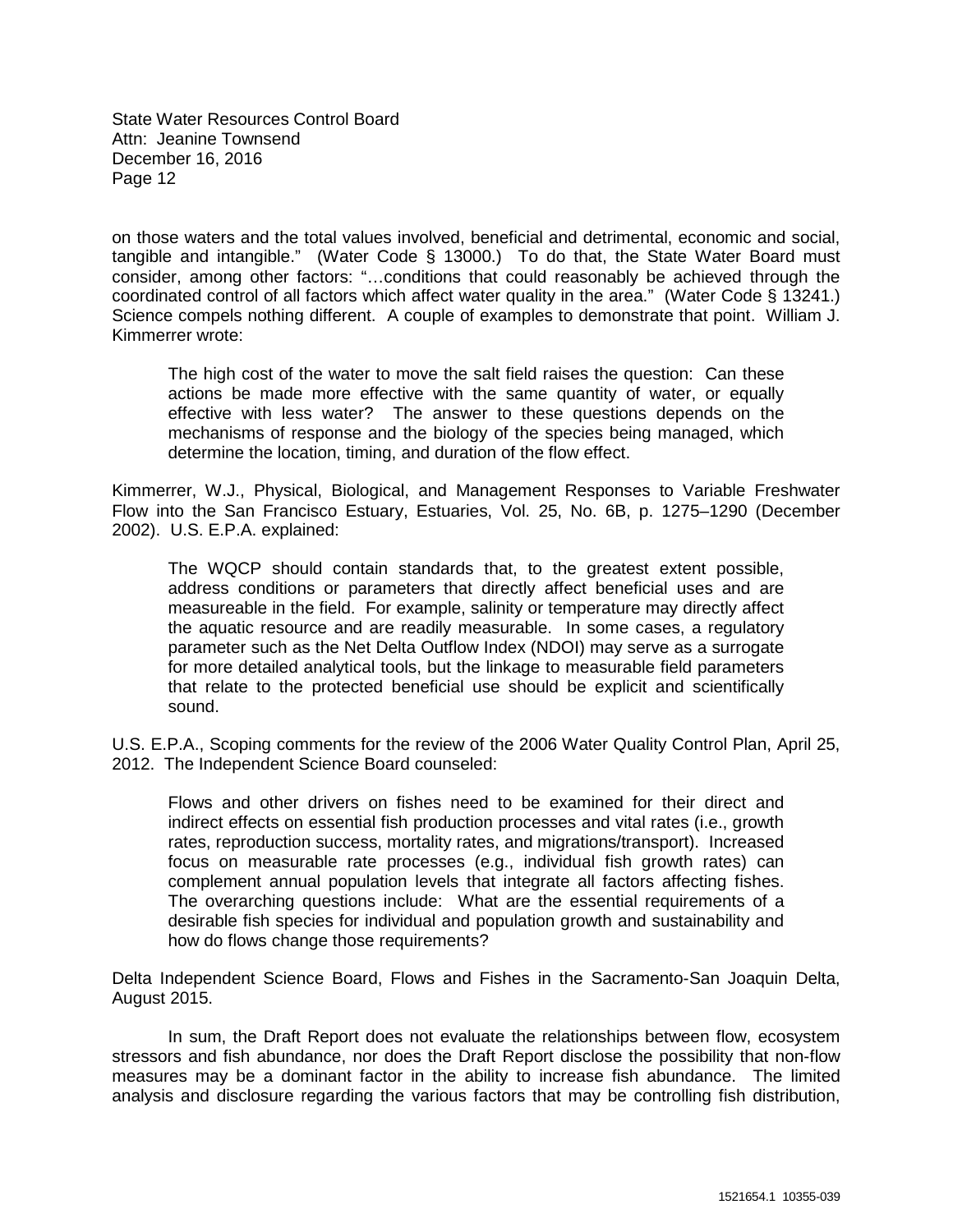on those waters and the total values involved, beneficial and detrimental, economic and social, tangible and intangible." (Water Code § 13000.) To do that, the State Water Board must consider, among other factors: "…conditions that could reasonably be achieved through the coordinated control of all factors which affect water quality in the area." (Water Code § 13241.) Science compels nothing different. A couple of examples to demonstrate that point. William J. Kimmerrer wrote:

> The high cost of the water to move the salt field raises the question: Can these actions be made more effective with the same quantity of water, or equally effective with less water? The answer to these questions depends on the mechanisms of response and the biology of the species being managed, which determine the location, timing, and duration of the flow effect.

Kimmerrer, W.J., Physical, Biological, and Management Responses to Variable Freshwater Flow into the San Francisco Estuary, Estuaries, Vol. 25, No. 6B, p. 1275–1290 (December 2002). U.S. E.P.A. explained:

> The WQCP should contain standards that, to the greatest extent possible, address conditions or parameters that directly affect beneficial uses and are measureable in the field. For example, salinity or temperature may directly affect the aquatic resource and are readily measurable. In some cases, a regulatory parameter such as the Net Delta Outflow Index (NDOI) may serve as a surrogate for more detailed analytical tools, but the linkage to measurable field parameters that relate to the protected beneficial use should be explicit and scientifically sound.

U.S. E.P.A., Scoping comments for the review of the 2006 Water Quality Control Plan, April 25, 2012. The Independent Science Board counseled:

> Flows and other drivers on fishes need to be examined for their direct and indirect effects on essential fish production processes and vital rates (i.e., growth rates, reproduction success, mortality rates, and migrations/transport). Increased focus on measurable rate processes (e.g., individual fish growth rates) can complement annual population levels that integrate all factors affecting fishes. The overarching questions include: What are the essential requirements of a desirable fish species for individual and population growth and sustainability and how do flows change those requirements?

Delta Independent Science Board, Flows and Fishes in the Sacramento-San Joaquin Delta, August 2015.

In sum, the Draft Report does not evaluate the relationships between flow, ecosystem stressors and fish abundance, nor does the Draft Report disclose the possibility that non-flow measures may be a dominant factor in the ability to increase fish abundance. The limited analysis and disclosure regarding the various factors that may be controlling fish distribution,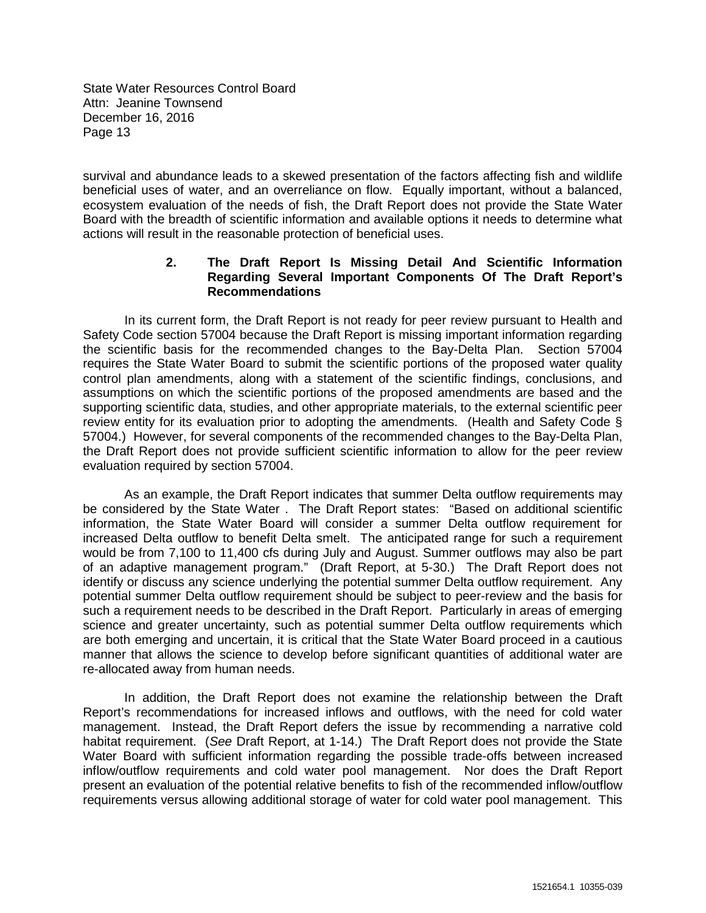survival and abundance leads to a skewed presentation of the factors affecting fish and wildlife beneficial uses of water, and an overreliance on flow. Equally important, without a balanced, ecosystem evaluation of the needs of fish, the Draft Report does not provide the State Water Board with the breadth of scientific information and available options it needs to determine what actions will result in the reasonable protection of beneficial uses.

### 2. The Draft Report Is Missing Detail And Scientific Information Regarding Several Important Components Of The Draft Report's Recommendations

In its current form, the Draft Report is not ready for peer review pursuant to Health and Safety Code section 57004 because the Draft Report is missing important information regarding the scientific basis for the recommended changes to the Bay-Delta Plan. Section 57004 requires the State Water Board to submit the scientific portions of the proposed water quality control plan amendments, along with a statement of the scientific findings, conclusions, and assumptions on which the scientific portions of the proposed amendments are based and the supporting scientific data, studies, and other appropriate materials, to the external scientific peer review entity for its evaluation prior to adopting the amendments. (Health and Safety Code § 57004.) However, for several components of the recommended changes to the Bay-Delta Plan, the Draft Report does not provide sufficient scientific information to allow for the peer review evaluation required by section 57004.

As an example, the Draft Report indicates that summer Delta outflow requirements may be considered by the State Water . The Draft Report states: "Based on additional scientific information, the State Water Board will consider a summer Delta outflow requirement for increased Delta outflow to benefit Delta smelt. The anticipated range for such a requirement would be from 7,100 to 11,400 cfs during July and August. Summer outflows may also be part of an adaptive management program." (Draft Report, at 5-30.) The Draft Report does not identify or discuss any science underlying the potential summer Delta outflow requirement. Any potential summer Delta outflow requirement should be subject to peer-review and the basis for such a requirement needs to be described in the Draft Report. Particularly in areas of emerging science and greater uncertainty, such as potential summer Delta outflow requirements which are both emerging and uncertain, it is critical that the State Water Board proceed in a cautious manner that allows the science to develop before significant quantities of additional water are re-allocated away from human needs.

In addition, the Draft Report does not examine the relationship between the Draft Report's recommendations for increased inflows and outflows, with the need for cold water management. Instead, the Draft Report defers the issue by recommending a narrative cold habitat requirement. (*See* Draft Report, at 1-14.) The Draft Report does not provide the State Water Board with sufficient information regarding the possible trade-offs between increased inflow/outflow requirements and cold water pool management. Nor does the Draft Report present an evaluation of the potential relative benefits to fish of the recommended inflow/outflow requirements versus allowing additional storage of water for cold water pool management. This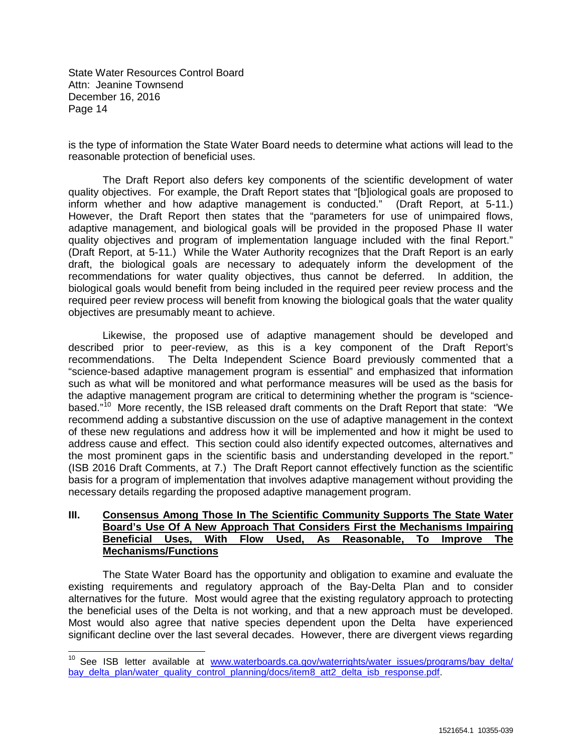is the type of information the State Water Board needs to determine what actions will lead to the reasonable protection of beneficial uses.

The Draft Report also defers key components of the scientific development of water quality objectives. For example, the Draft Report states that "[b]iological goals are proposed to inform whether and how adaptive management is conducted." (Draft Report, at 5-11.) However, the Draft Report then states that the "parameters for use of unimpaired flows, adaptive management, and biological goals will be provided in the proposed Phase II water quality objectives and program of implementation language included with the final Report." (Draft Report, at 5-11.) While the Water Authority recognizes that the Draft Report is an early draft, the biological goals are necessary to adequately inform the development of the recommendations for water quality objectives, thus cannot be deferred. In addition, the biological goals would benefit from being included in the required peer review process and the required peer review process will benefit from knowing the biological goals that the water quality objectives are presumably meant to achieve.

Likewise, the proposed use of adaptive management should be developed and described prior to peer-review, as this is a key component of the Draft Report's recommendations. The Delta Independent Science Board previously commented that a "science-based adaptive management program is essential" and emphasized that information such as what will be monitored and what performance measures will be used as the basis for the adaptive management program are critical to determining whether the program is "science-based."[10] More recently, the ISB released draft comments on the Draft Report that state: "We recommend adding a substantive discussion on the use of adaptive management in the context of these new regulations and address how it will be implemented and how it might be used to address cause and effect. This section could also identify expected outcomes, alternatives and the most prominent gaps in the scientific basis and understanding developed in the report." (ISB 2016 Draft Comments, at 7.) The Draft Report cannot effectively function as the scientific basis for a program of implementation that involves adaptive management without providing the necessary details regarding the proposed adaptive management program.

## III. Consensus Among Those In The Scientific Community Supports The State Water Board's Use Of A New Approach That Considers First the Mechanisms Impairing Beneficial Uses, With Flow Used, As Reasonable, To Improve The Mechanisms/Functions

The State Water Board has the opportunity and obligation to examine and evaluate the existing requirements and regulatory approach of the Bay-Delta Plan and to consider alternatives for the future. Most would agree that the existing regulatory approach to protecting the beneficial uses of the Delta is not working, and that a new approach must be developed. Most would also agree that native species dependent upon the Delta have experienced significant decline over the last several decades. However, there are divergent views regarding

---

[10] See ISB letter available at www.waterboards.ca.gov/waterrights/water_issues/programs/bay_delta/bay_delta_plan/water_quality_control_planning/docs/item8_att2_delta_isb_response.pdf.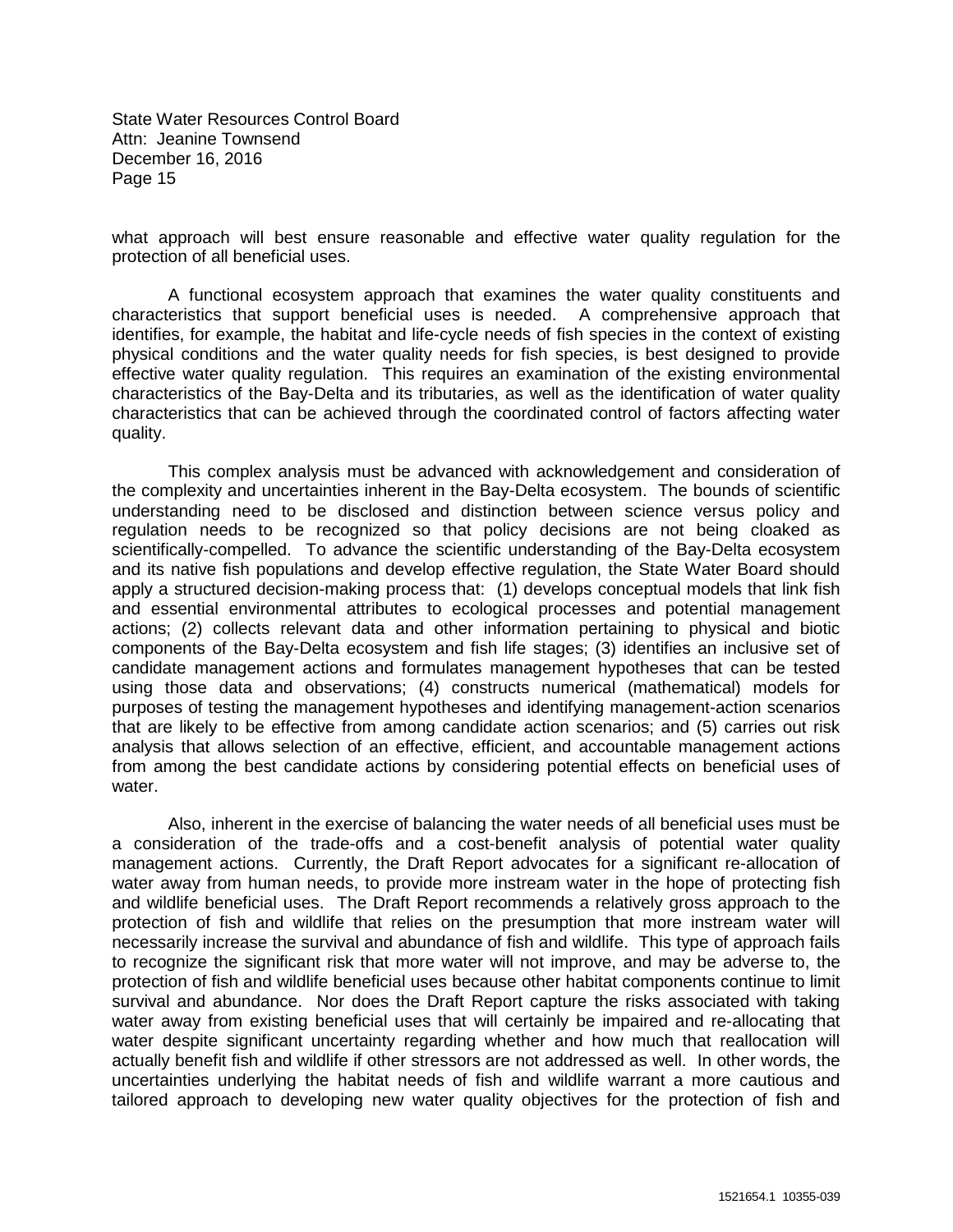what approach will best ensure reasonable and effective water quality regulation for the protection of all beneficial uses.

A functional ecosystem approach that examines the water quality constituents and characteristics that support beneficial uses is needed. A comprehensive approach that identifies, for example, the habitat and life-cycle needs of fish species in the context of existing physical conditions and the water quality needs for fish species, is best designed to provide effective water quality regulation. This requires an examination of the existing environmental characteristics of the Bay-Delta and its tributaries, as well as the identification of water quality characteristics that can be achieved through the coordinated control of factors affecting water quality.

This complex analysis must be advanced with acknowledgement and consideration of the complexity and uncertainties inherent in the Bay-Delta ecosystem. The bounds of scientific understanding need to be disclosed and distinction between science versus policy and regulation needs to be recognized so that policy decisions are not being cloaked as scientifically-compelled. To advance the scientific understanding of the Bay-Delta ecosystem and its native fish populations and develop effective regulation, the State Water Board should apply a structured decision-making process that: (1) develops conceptual models that link fish and essential environmental attributes to ecological processes and potential management actions; (2) collects relevant data and other information pertaining to physical and biotic components of the Bay-Delta ecosystem and fish life stages; (3) identifies an inclusive set of candidate management actions and formulates management hypotheses that can be tested using those data and observations; (4) constructs numerical (mathematical) models for purposes of testing the management hypotheses and identifying management-action scenarios that are likely to be effective from among candidate action scenarios; and (5) carries out risk analysis that allows selection of an effective, efficient, and accountable management actions from among the best candidate actions by considering potential effects on beneficial uses of water.

Also, inherent in the exercise of balancing the water needs of all beneficial uses must be a consideration of the trade-offs and a cost-benefit analysis of potential water quality management actions. Currently, the Draft Report advocates for a significant re-allocation of water away from human needs, to provide more instream water in the hope of protecting fish and wildlife beneficial uses. The Draft Report recommends a relatively gross approach to the protection of fish and wildlife that relies on the presumption that more instream water will necessarily increase the survival and abundance of fish and wildlife. This type of approach fails to recognize the significant risk that more water will not improve, and may be adverse to, the protection of fish and wildlife beneficial uses because other habitat components continue to limit survival and abundance. Nor does the Draft Report capture the risks associated with taking water away from existing beneficial uses that will certainly be impaired and re-allocating that water despite significant uncertainty regarding whether and how much that reallocation will actually benefit fish and wildlife if other stressors are not addressed as well. In other words, the uncertainties underlying the habitat needs of fish and wildlife warrant a more cautious and tailored approach to developing new water quality objectives for the protection of fish and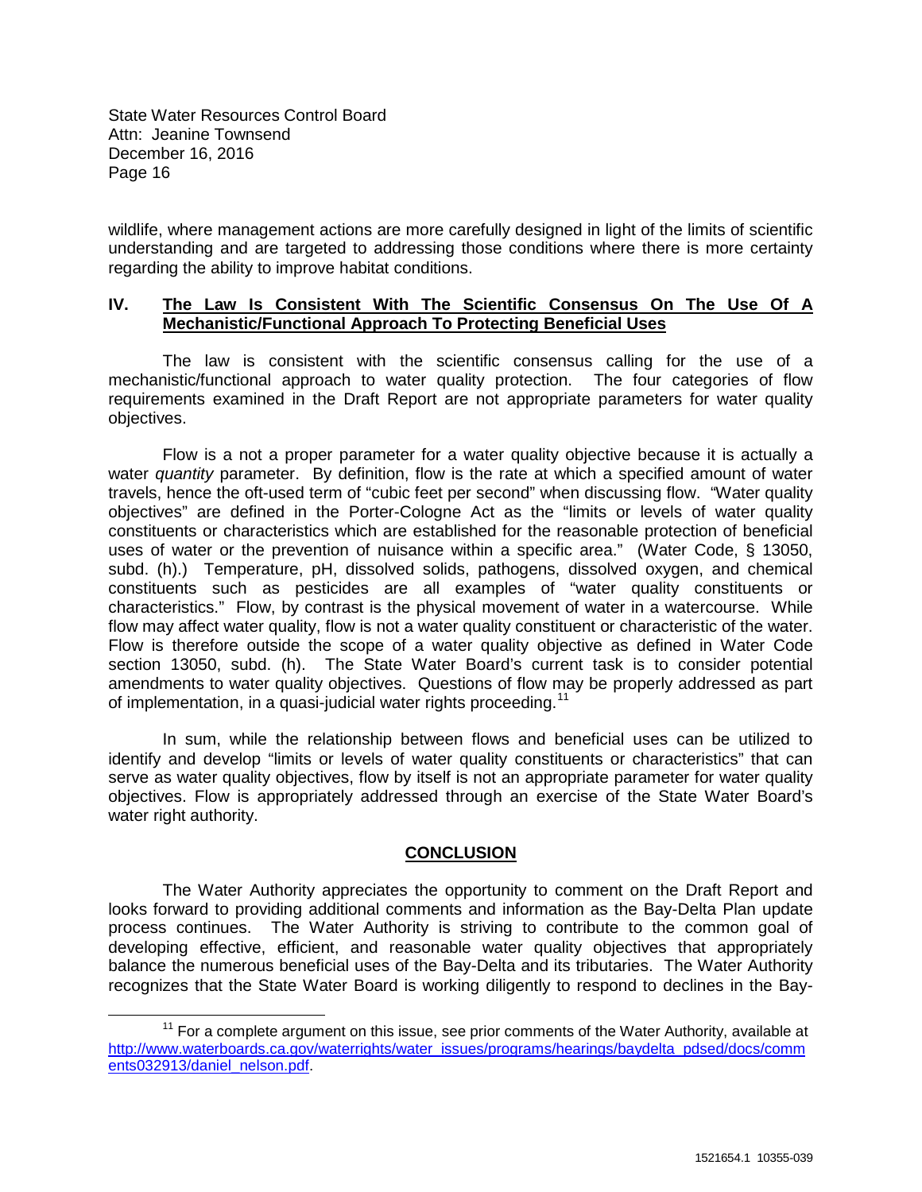wildlife, where management actions are more carefully designed in light of the limits of scientific understanding and are targeted to addressing those conditions where there is more certainty regarding the ability to improve habitat conditions.

## IV. The Law Is Consistent With The Scientific Consensus On The Use Of A Mechanistic/Functional Approach To Protecting Beneficial Uses

The law is consistent with the scientific consensus calling for the use of a mechanistic/functional approach to water quality protection. The four categories of flow requirements examined in the Draft Report are not appropriate parameters for water quality objectives.

Flow is a not a proper parameter for a water quality objective because it is actually a water *quantity* parameter. By definition, flow is the rate at which a specified amount of water travels, hence the oft-used term of "cubic feet per second" when discussing flow. "Water quality objectives" are defined in the Porter-Cologne Act as the "limits or levels of water quality constituents or characteristics which are established for the reasonable protection of beneficial uses of water or the prevention of nuisance within a specific area." (Water Code, § 13050, subd. (h).) Temperature, pH, dissolved solids, pathogens, dissolved oxygen, and chemical constituents such as pesticides are all examples of "water quality constituents or characteristics." Flow, by contrast is the physical movement of water in a watercourse. While flow may affect water quality, flow is not a water quality constituent or characteristic of the water. Flow is therefore outside the scope of a water quality objective as defined in Water Code section 13050, subd. (h). The State Water Board's current task is to consider potential amendments to water quality objectives. Questions of flow may be properly addressed as part of implementation, in a quasi-judicial water rights proceeding.[11]

In sum, while the relationship between flows and beneficial uses can be utilized to identify and develop "limits or levels of water quality constituents or characteristics" that can serve as water quality objectives, flow by itself is not an appropriate parameter for water quality objectives. Flow is appropriately addressed through an exercise of the State Water Board's water right authority.

## CONCLUSION

The Water Authority appreciates the opportunity to comment on the Draft Report and looks forward to providing additional comments and information as the Bay-Delta Plan update process continues. The Water Authority is striving to contribute to the common goal of developing effective, efficient, and reasonable water quality objectives that appropriately balance the numerous beneficial uses of the Bay-Delta and its tributaries. The Water Authority recognizes that the State Water Board is working diligently to respond to declines in the Bay-

---

[11] For a complete argument on this issue, see prior comments of the Water Authority, available at http://www.waterboards.ca.gov/waterrights/water_issues/programs/hearings/baydelta_pdsed/docs/comments032913/daniel_nelson.pdf.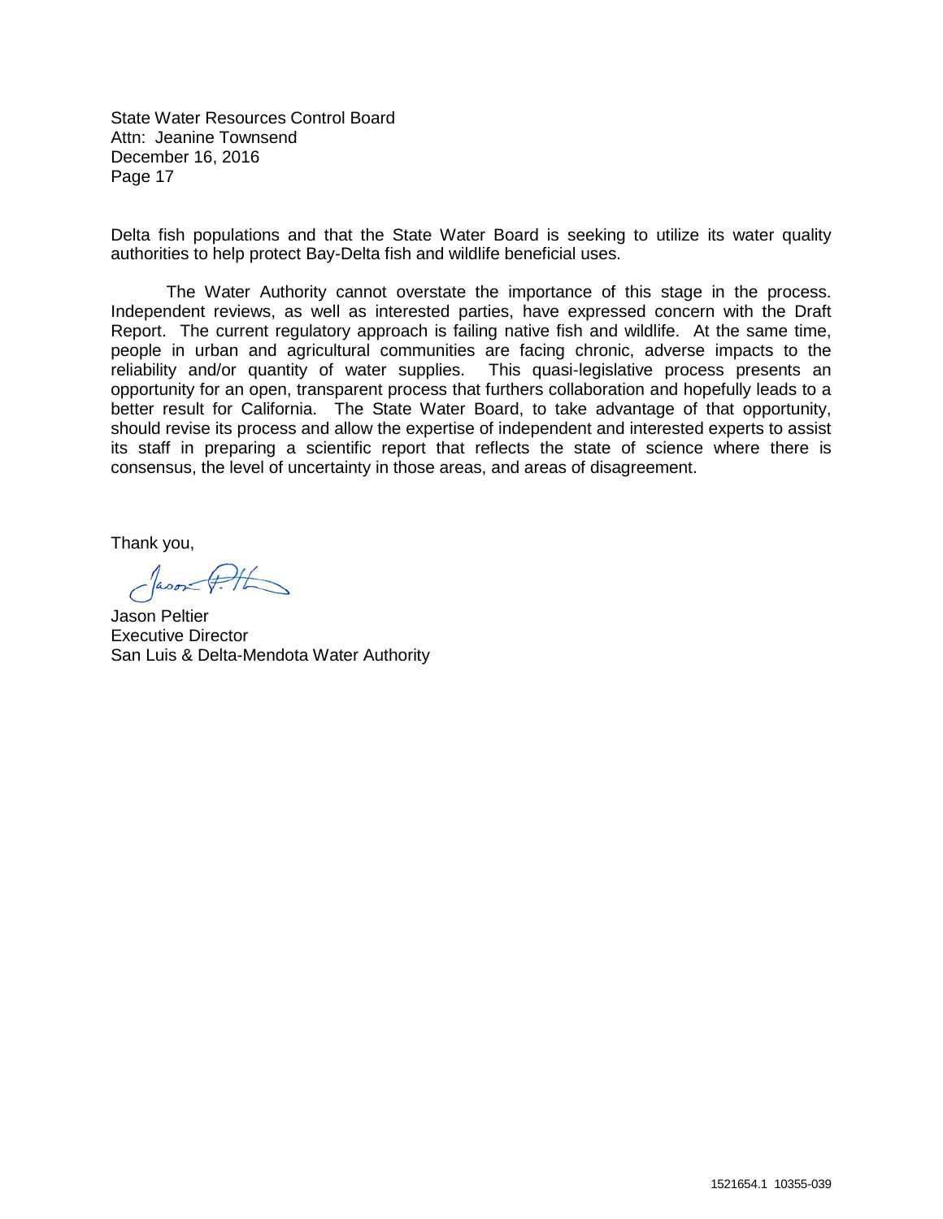Delta fish populations and that the State Water Board is seeking to utilize its water quality authorities to help protect Bay-Delta fish and wildlife beneficial uses.

The Water Authority cannot overstate the importance of this stage in the process. Independent reviews, as well as interested parties, have expressed concern with the Draft Report. The current regulatory approach is failing native fish and wildlife. At the same time, people in urban and agricultural communities are facing chronic, adverse impacts to the reliability and/or quantity of water supplies. This quasi-legislative process presents an opportunity for an open, transparent process that furthers collaboration and hopefully leads to a better result for California. The State Water Board, to take advantage of that opportunity, should revise its process and allow the expertise of independent and interested experts to assist its staff in preparing a scientific report that reflects the state of science where there is consensus, the level of uncertainty in those areas, and areas of disagreement.

Thank you,

Jason Peltier
Executive Director
San Luis & Delta-Mendota Water Authority

1521654.1 10355-039